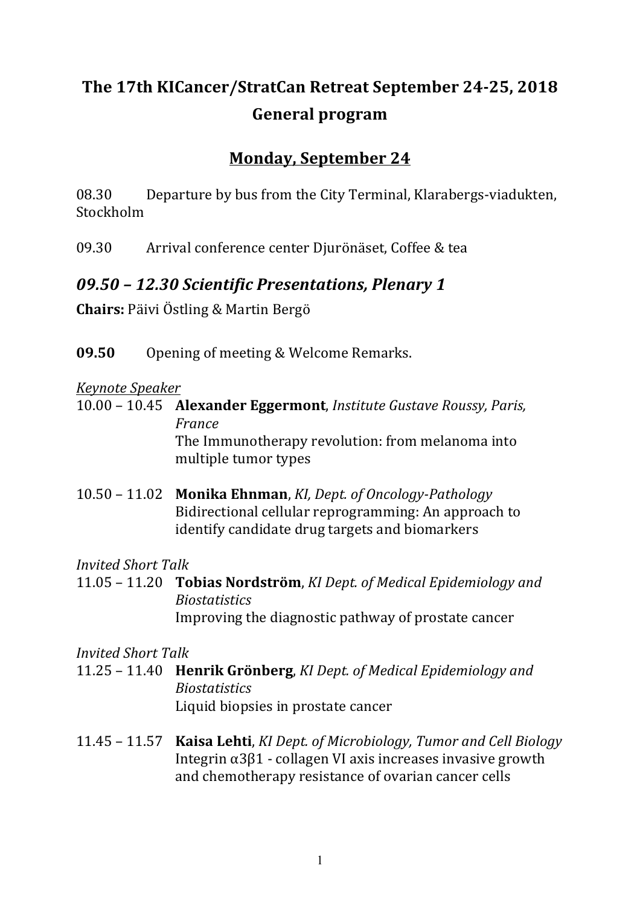# The 17th KICancer/StratCan Retreat September 24-25, 2018
# General program

## Monday, September 24

08.30 Departure by bus from the City Terminal, Klarabergs-viadukten, Stockholm

09.30 Arrival conference center Djurönäset, Coffee & tea

## *09.50 – 12.30 Scientific Presentations, Plenary 1*

**Chairs:** Päivi Östling & Martin Bergö

**09.50** Opening of meeting & Welcome Remarks.

*Keynote Speaker*

10.00 – 10.45 **Alexander Eggermont**, *Institute Gustave Roussy, Paris, France*
The Immunotherapy revolution: from melanoma into multiple tumor types

10.50 – 11.02 **Monika Ehnman**, *KI, Dept. of Oncology-Pathology*
Bidirectional cellular reprogramming: An approach to identify candidate drug targets and biomarkers

*Invited Short Talk*

11.05 – 11.20 **Tobias Nordström**, *KI Dept. of Medical Epidemiology and Biostatistics*
Improving the diagnostic pathway of prostate cancer

*Invited Short Talk*

11.25 – 11.40 **Henrik Grönberg**, *KI Dept. of Medical Epidemiology and Biostatistics*
Liquid biopsies in prostate cancer

11.45 – 11.57 **Kaisa Lehti**, *KI Dept. of Microbiology, Tumor and Cell Biology*
Integrin α3β1 - collagen VI axis increases invasive growth and chemotherapy resistance of ovarian cancer cells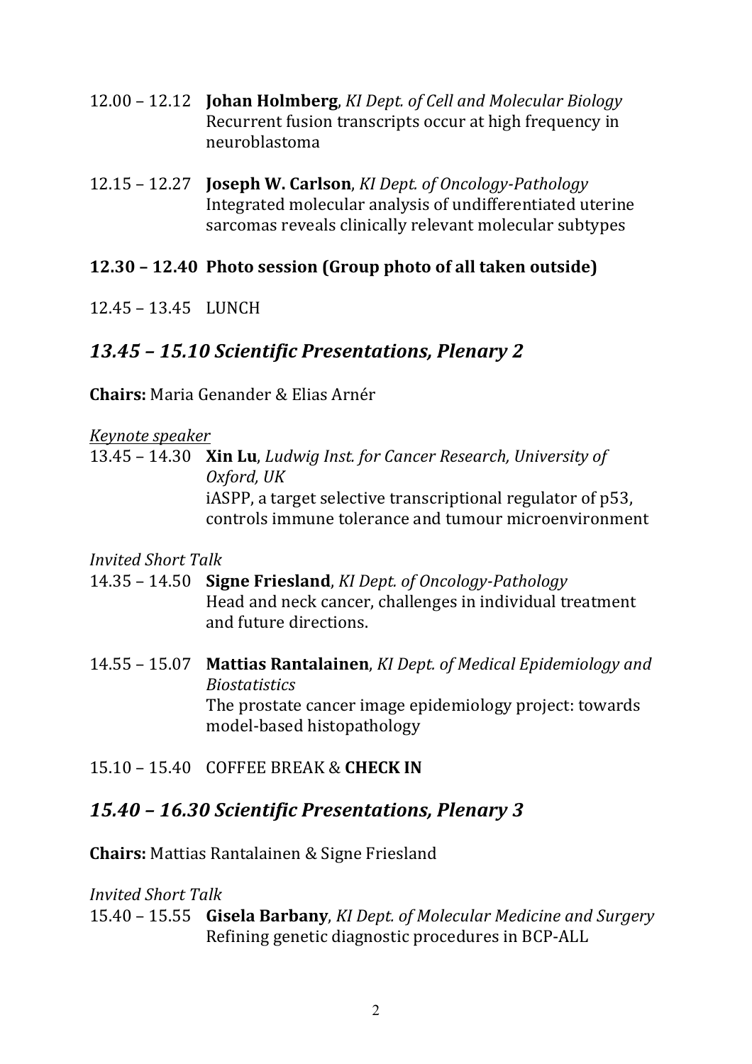12.00 – 12.12 **Johan Holmberg**, *KI Dept. of Cell and Molecular Biology*
Recurrent fusion transcripts occur at high frequency in neuroblastoma

12.15 – 12.27 **Joseph W. Carlson**, *KI Dept. of Oncology-Pathology*
Integrated molecular analysis of undifferentiated uterine sarcomas reveals clinically relevant molecular subtypes

**12.30 – 12.40 Photo session (Group photo of all taken outside)**

12.45 – 13.45 LUNCH

## *13.45 – 15.10 Scientific Presentations, Plenary 2*

**Chairs:** Maria Genander & Elias Arnér

*<u>Keynote speaker</u>*

13.45 – 14.30 **Xin Lu**, *Ludwig Inst. for Cancer Research, University of Oxford, UK*
iASPP, a target selective transcriptional regulator of p53, controls immune tolerance and tumour microenvironment

*Invited Short Talk*

14.35 – 14.50 **Signe Friesland**, *KI Dept. of Oncology-Pathology*
Head and neck cancer, challenges in individual treatment and future directions.

14.55 – 15.07 **Mattias Rantalainen**, *KI Dept. of Medical Epidemiology and Biostatistics*
The prostate cancer image epidemiology project: towards model-based histopathology

15.10 – 15.40 COFFEE BREAK & **CHECK IN**

## *15.40 – 16.30 Scientific Presentations, Plenary 3*

**Chairs:** Mattias Rantalainen & Signe Friesland

*Invited Short Talk*

15.40 – 15.55 **Gisela Barbany**, *KI Dept. of Molecular Medicine and Surgery*
Refining genetic diagnostic procedures in BCP-ALL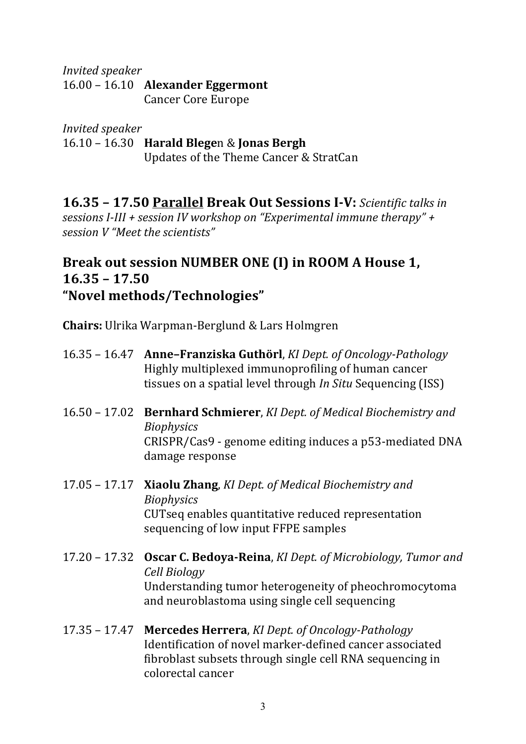*Invited speaker*

16.00 – 16.10 **Alexander Eggermont**
Cancer Core Europe

*Invited speaker*

16.10 – 16.30 **Harald Blege**n & **Jonas Bergh**
Updates of the Theme Cancer & StratCan

## 16.35 – 17.50 <u>Parallel</u> Break Out Sessions I-V: *Scientific talks in sessions I-III + session IV workshop on "Experimental immune therapy" + session V "Meet the scientists"*

## Break out session NUMBER ONE (I) in ROOM A House 1, 16.35 – 17.50 "Novel methods/Technologies"

**Chairs:** Ulrika Warpman-Berglund & Lars Holmgren

16.35 – 16.47 **Anne–Franziska Guthörl**, *KI Dept. of Oncology-Pathology*
Highly multiplexed immunoprofiling of human cancer tissues on a spatial level through *In Situ* Sequencing (ISS)

16.50 – 17.02 **Bernhard Schmierer**, *KI Dept. of Medical Biochemistry and Biophysics*
CRISPR/Cas9 - genome editing induces a p53-mediated DNA damage response

17.05 – 17.17 **Xiaolu Zhang**, *KI Dept. of Medical Biochemistry and Biophysics*
CUTseq enables quantitative reduced representation sequencing of low input FFPE samples

17.20 – 17.32 **Oscar C. Bedoya-Reina**, *KI Dept. of Microbiology, Tumor and Cell Biology*
Understanding tumor heterogeneity of pheochromocytoma and neuroblastoma using single cell sequencing

17.35 – 17.47 **Mercedes Herrera**, *KI Dept. of Oncology-Pathology*
Identification of novel marker-defined cancer associated fibroblast subsets through single cell RNA sequencing in colorectal cancer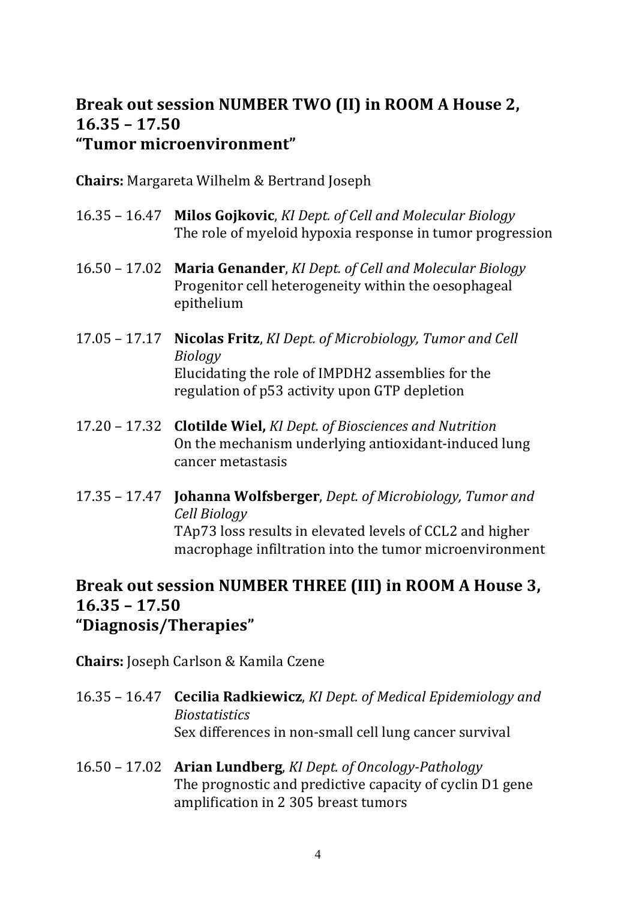## Break out session NUMBER TWO (II) in ROOM A House 2, 16.35 – 17.50 "Tumor microenvironment"

**Chairs:** Margareta Wilhelm & Bertrand Joseph

16.35 – 16.47 **Milos Gojkovic**, *KI Dept. of Cell and Molecular Biology*
The role of myeloid hypoxia response in tumor progression

16.50 – 17.02 **Maria Genander**, *KI Dept. of Cell and Molecular Biology*
Progenitor cell heterogeneity within the oesophageal epithelium

17.05 – 17.17 **Nicolas Fritz**, *KI Dept. of Microbiology, Tumor and Cell Biology*
Elucidating the role of IMPDH2 assemblies for the regulation of p53 activity upon GTP depletion

17.20 – 17.32 **Clotilde Wiel,** *KI Dept. of Biosciences and Nutrition*
On the mechanism underlying antioxidant-induced lung cancer metastasis

17.35 – 17.47 **Johanna Wolfsberger**, *Dept. of Microbiology, Tumor and Cell Biology*
TAp73 loss results in elevated levels of CCL2 and higher macrophage infiltration into the tumor microenvironment

## Break out session NUMBER THREE (III) in ROOM A House 3, 16.35 – 17.50 "Diagnosis/Therapies"

**Chairs:** Joseph Carlson & Kamila Czene

16.35 – 16.47 **Cecilia Radkiewicz**, *KI Dept. of Medical Epidemiology and Biostatistics*
Sex differences in non-small cell lung cancer survival

16.50 – 17.02 **Arian Lundberg**, *KI Dept. of Oncology-Pathology*
The prognostic and predictive capacity of cyclin D1 gene amplification in 2 305 breast tumors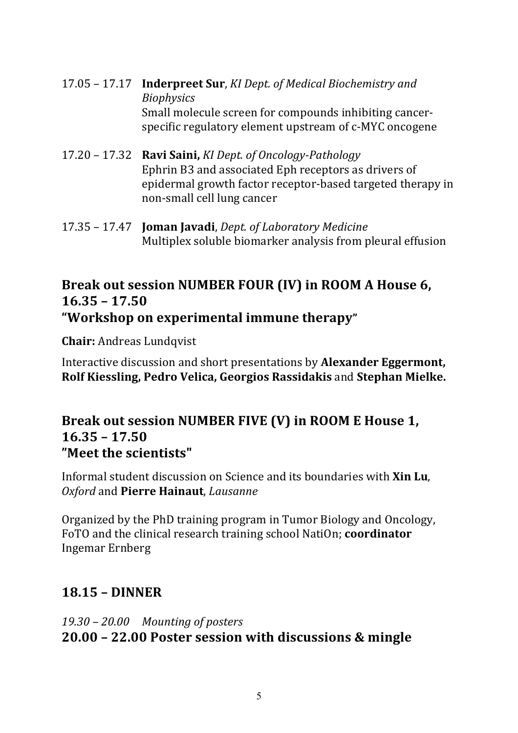17.05 – 17.17 **Inderpreet Sur**, *KI Dept. of Medical Biochemistry and Biophysics*
Small molecule screen for compounds inhibiting cancer-specific regulatory element upstream of c-MYC oncogene

17.20 – 17.32 **Ravi Saini,** *KI Dept. of Oncology-Pathology*
Ephrin B3 and associated Eph receptors as drivers of epidermal growth factor receptor-based targeted therapy in non-small cell lung cancer

17.35 – 17.47 **Joman Javadi**, *Dept. of Laboratory Medicine*
Multiplex soluble biomarker analysis from pleural effusion

## Break out session NUMBER FOUR (IV) in ROOM A House 6, 16.35 – 17.50 "Workshop on experimental immune therapy"

**Chair:** Andreas Lundqvist

Interactive discussion and short presentations by **Alexander Eggermont, Rolf Kiessling, Pedro Velica, Georgios Rassidakis** and **Stephan Mielke.**

## Break out session NUMBER FIVE (V) in ROOM E House 1, 16.35 – 17.50 "Meet the scientists"

Informal student discussion on Science and its boundaries with **Xin Lu**, *Oxford* and **Pierre Hainaut**, *Lausanne*

Organized by the PhD training program in Tumor Biology and Oncology, FoTO and the clinical research training school NatiOn; **coordinator** Ingemar Ernberg

## 18.15 – DINNER

*19.30 – 20.00 Mounting of posters*

**20.00 – 22.00 Poster session with discussions & mingle**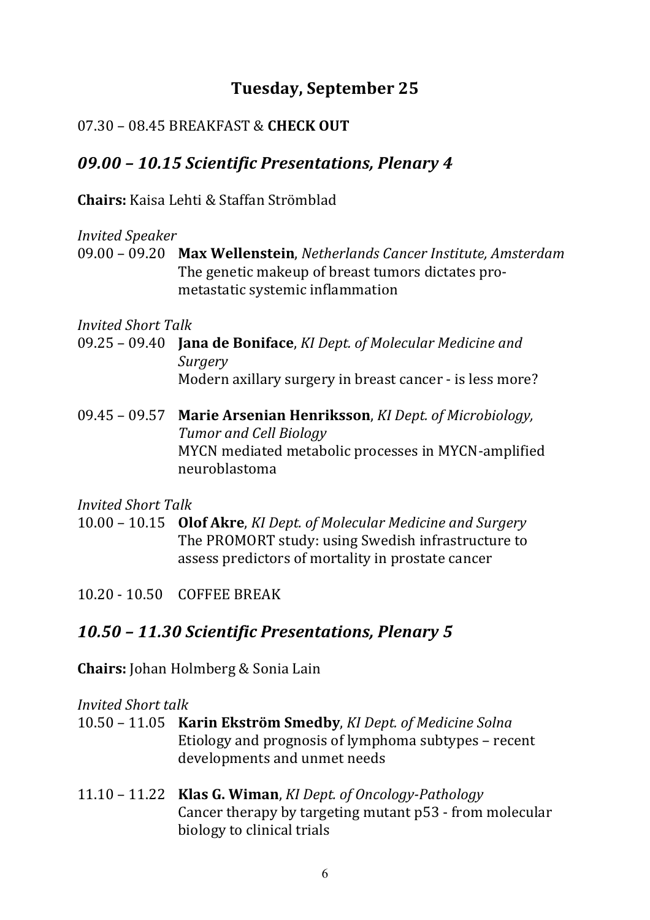# Tuesday, September 25

07.30 – 08.45 BREAKFAST & **CHECK OUT**

## *09.00 – 10.15 Scientific Presentations, Plenary 4*

**Chairs:** Kaisa Lehti & Staffan Strömblad

*Invited Speaker*

09.00 – 09.20 **Max Wellenstein**, *Netherlands Cancer Institute, Amsterdam*
The genetic makeup of breast tumors dictates pro-metastatic systemic inflammation

*Invited Short Talk*

09.25 – 09.40 **Jana de Boniface**, *KI Dept. of Molecular Medicine and Surgery*
Modern axillary surgery in breast cancer - is less more?

09.45 – 09.57 **Marie Arsenian Henriksson**, *KI Dept. of Microbiology, Tumor and Cell Biology*
MYCN mediated metabolic processes in MYCN-amplified neuroblastoma

*Invited Short Talk*

10.00 – 10.15 **Olof Akre**, *KI Dept. of Molecular Medicine and Surgery*
The PROMORT study: using Swedish infrastructure to assess predictors of mortality in prostate cancer

10.20 - 10.50 COFFEE BREAK

## *10.50 – 11.30 Scientific Presentations, Plenary 5*

**Chairs:** Johan Holmberg & Sonia Lain

*Invited Short talk*

10.50 – 11.05 **Karin Ekström Smedby**, *KI Dept. of Medicine Solna*
Etiology and prognosis of lymphoma subtypes – recent developments and unmet needs

11.10 – 11.22 **Klas G. Wiman**, *KI Dept. of Oncology-Pathology*
Cancer therapy by targeting mutant p53 - from molecular biology to clinical trials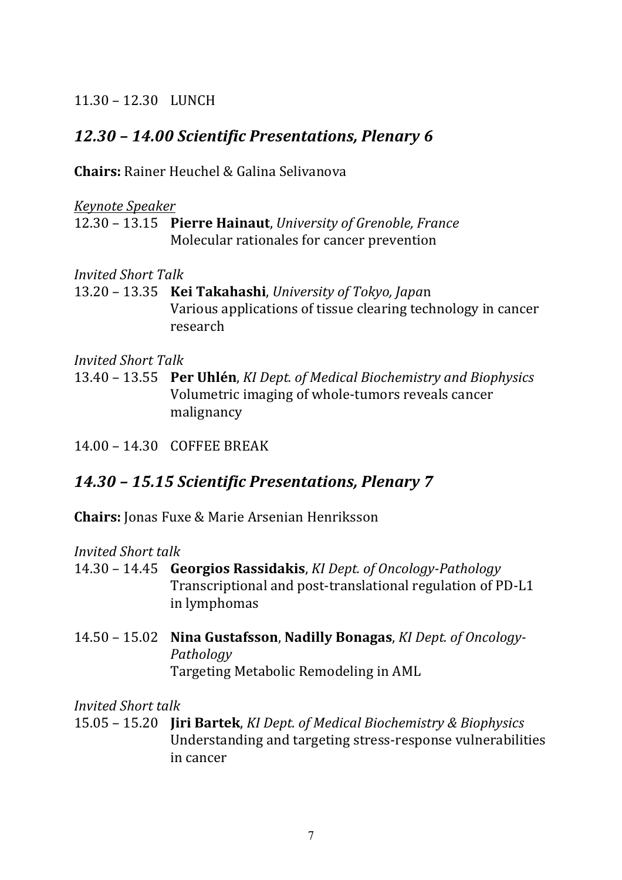11.30 – 12.30 LUNCH

## *12.30 – 14.00 Scientific Presentations, Plenary 6*

**Chairs:** Rainer Heuchel & Galina Selivanova

*Keynote Speaker*

12.30 – 13.15 **Pierre Hainaut**, *University of Grenoble, France*
Molecular rationales for cancer prevention

*Invited Short Talk*

13.20 – 13.35 **Kei Takahashi**, *University of Tokyo, Japa*n
Various applications of tissue clearing technology in cancer research

*Invited Short Talk*

13.40 – 13.55 **Per Uhlén**, *KI Dept. of Medical Biochemistry and Biophysics*
Volumetric imaging of whole-tumors reveals cancer malignancy

14.00 – 14.30 COFFEE BREAK

## *14.30 – 15.15 Scientific Presentations, Plenary 7*

**Chairs:** Jonas Fuxe & Marie Arsenian Henriksson

*Invited Short talk*

14.30 – 14.45 **Georgios Rassidakis**, *KI Dept. of Oncology-Pathology*
Transcriptional and post-translational regulation of PD-L1 in lymphomas

14.50 – 15.02 **Nina Gustafsson**, **Nadilly Bonagas**, *KI Dept. of Oncology-Pathology*
Targeting Metabolic Remodeling in AML

*Invited Short talk*

15.05 – 15.20 **Jiri Bartek**, *KI Dept. of Medical Biochemistry & Biophysics*
Understanding and targeting stress-response vulnerabilities in cancer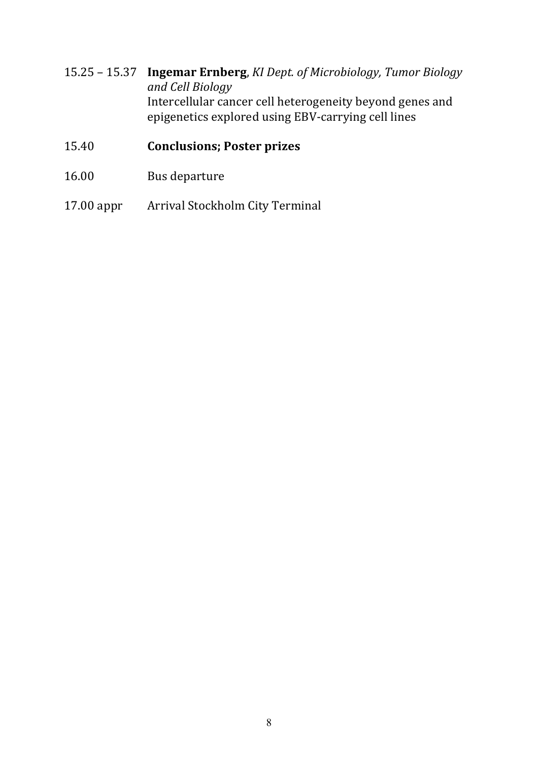15.25 – 15.37 **Ingemar Ernberg**, *KI Dept. of Microbiology, Tumor Biology and Cell Biology*
Intercellular cancer cell heterogeneity beyond genes and epigenetics explored using EBV-carrying cell lines

15.40 **Conclusions; Poster prizes**

16.00 Bus departure

17.00 appr Arrival Stockholm City Terminal